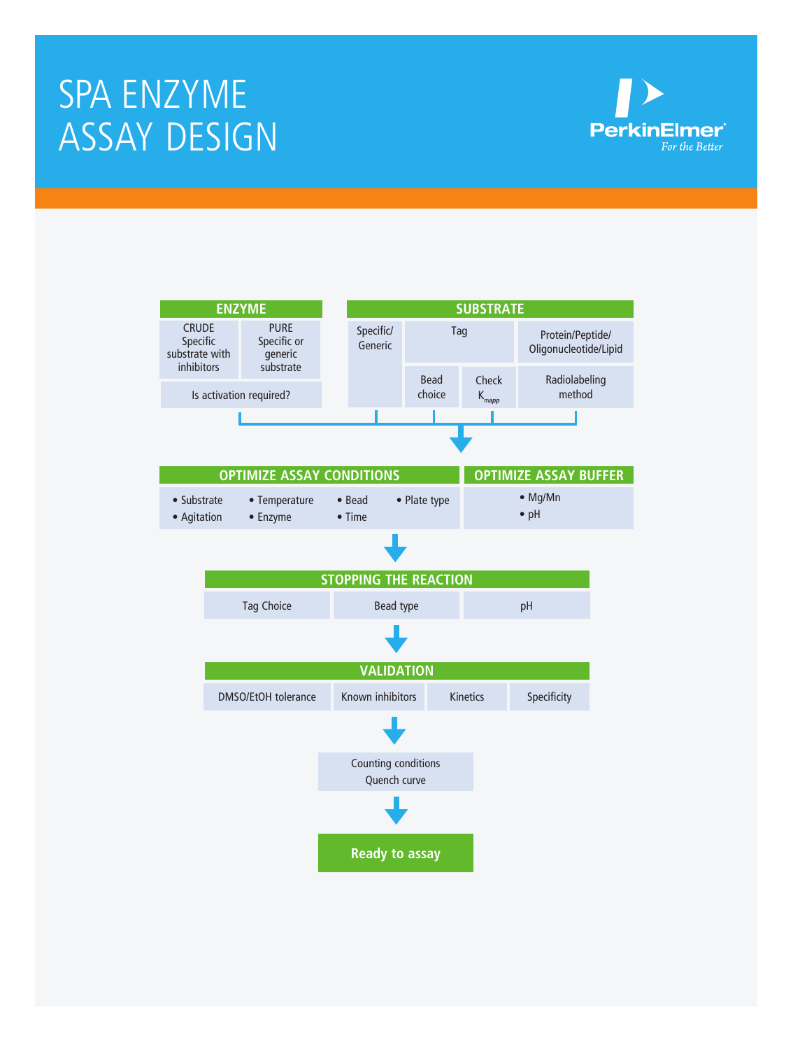# SPA ENZYME ASSAY DESIGN

PerkinElmer
*For the Better*

## ENZYME

- CRUDE: Specific substrate with inhibitors
- PURE: Specific or generic substrate
- Is activation required?

## SUBSTRATE

- Specific/ Generic
- Tag
  - Bead choice
  - Check $K_{mapp}$
- Protein/Peptide/ Oligonucleotide/Lipid
  - Radiolabeling method

## OPTIMIZE ASSAY CONDITIONS

- Substrate
- Agitation
- Temperature
- Enzyme
- Bead
- Time
- Plate type

## OPTIMIZE ASSAY BUFFER

- Mg/Mn
- pH

## STOPPING THE REACTION

- Tag Choice
- Bead type
- pH

## VALIDATION

- DMSO/EtOH tolerance
- Known inhibitors
- Kinetics
- Specificity

Counting conditions
Quench curve

**Ready to assay**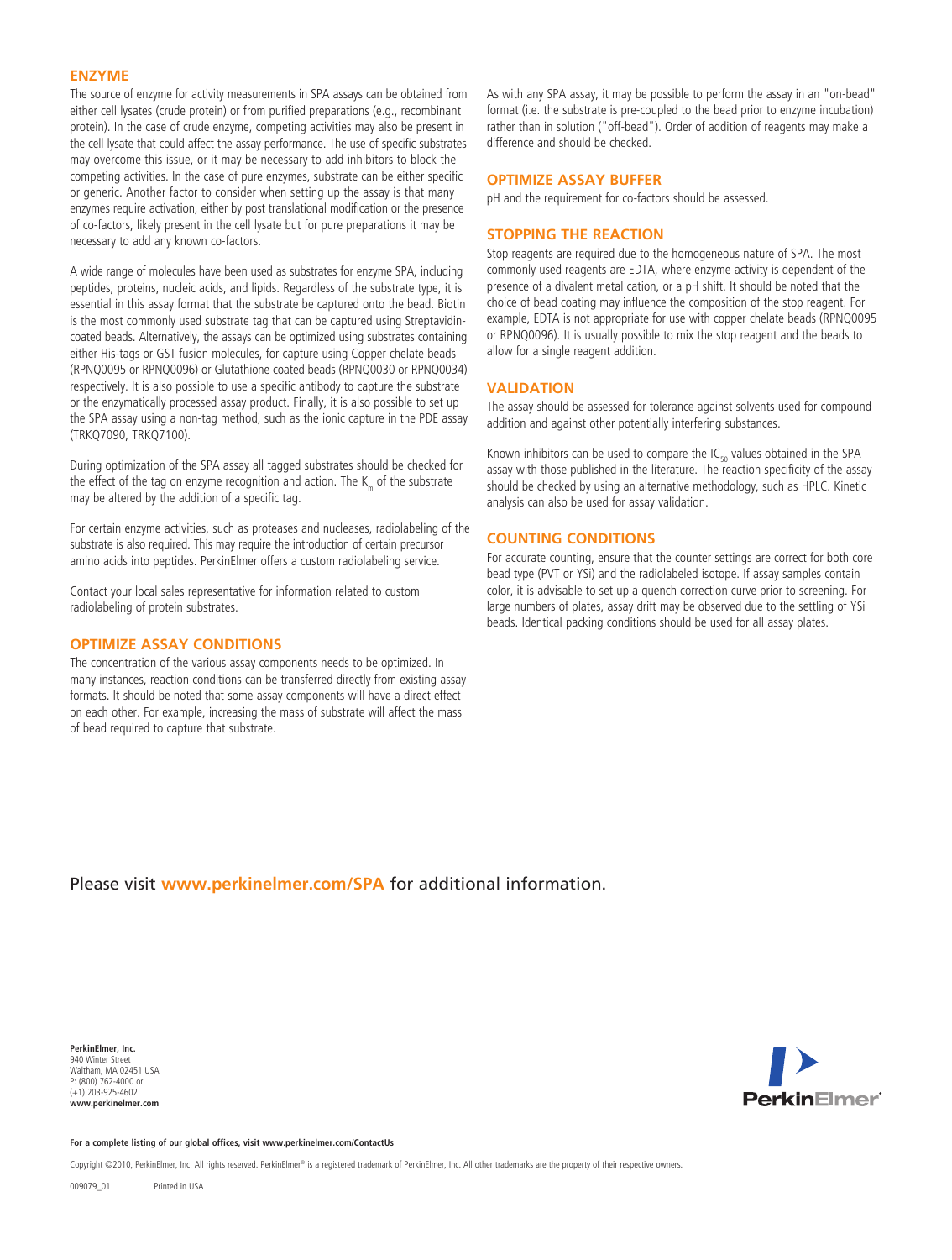## ENZYME

The source of enzyme for activity measurements in SPA assays can be obtained from either cell lysates (crude protein) or from purified preparations (e.g., recombinant protein). In the case of crude enzyme, competing activities may also be present in the cell lysate that could affect the assay performance. The use of specific substrates may overcome this issue, or it may be necessary to add inhibitors to block the competing activities. In the case of pure enzymes, substrate can be either specific or generic. Another factor to consider when setting up the assay is that many enzymes require activation, either by post translational modification or the presence of co-factors, likely present in the cell lysate but for pure preparations it may be necessary to add any known co-factors.

A wide range of molecules have been used as substrates for enzyme SPA, including peptides, proteins, nucleic acids, and lipids. Regardless of the substrate type, it is essential in this assay format that the substrate be captured onto the bead. Biotin is the most commonly used substrate tag that can be captured using Streptavidin-coated beads. Alternatively, the assays can be optimized using substrates containing either His-tags or GST fusion molecules, for capture using Copper chelate beads (RPNQ0095 or RPNQ0096) or Glutathione coated beads (RPNQ0030 or RPNQ0034) respectively. It is also possible to use a specific antibody to capture the substrate or the enzymatically processed assay product. Finally, it is also possible to set up the SPA assay using a non-tag method, such as the ionic capture in the PDE assay (TRKQ7090, TRKQ7100).

During optimization of the SPA assay all tagged substrates should be checked for the effect of the tag on enzyme recognition and action. The $K_m$ of the substrate may be altered by the addition of a specific tag.

For certain enzyme activities, such as proteases and nucleases, radiolabeling of the substrate is also required. This may require the introduction of certain precursor amino acids into peptides. PerkinElmer offers a custom radiolabeling service.

Contact your local sales representative for information related to custom radiolabeling of protein substrates.

## OPTIMIZE ASSAY CONDITIONS

The concentration of the various assay components needs to be optimized. In many instances, reaction conditions can be transferred directly from existing assay formats. It should be noted that some assay components will have a direct effect on each other. For example, increasing the mass of substrate will affect the mass of bead required to capture that substrate.

As with any SPA assay, it may be possible to perform the assay in an "on-bead" format (i.e. the substrate is pre-coupled to the bead prior to enzyme incubation) rather than in solution ("off-bead"). Order of addition of reagents may make a difference and should be checked.

## OPTIMIZE ASSAY BUFFER

pH and the requirement for co-factors should be assessed.

## STOPPING THE REACTION

Stop reagents are required due to the homogeneous nature of SPA. The most commonly used reagents are EDTA, where enzyme activity is dependent of the presence of a divalent metal cation, or a pH shift. It should be noted that the choice of bead coating may influence the composition of the stop reagent. For example, EDTA is not appropriate for use with copper chelate beads (RPNQ0095 or RPNQ0096). It is usually possible to mix the stop reagent and the beads to allow for a single reagent addition.

## VALIDATION

The assay should be assessed for tolerance against solvents used for compound addition and against other potentially interfering substances.

Known inhibitors can be used to compare the $IC_{50}$ values obtained in the SPA assay with those published in the literature. The reaction specificity of the assay should be checked by using an alternative methodology, such as HPLC. Kinetic analysis can also be used for assay validation.

## COUNTING CONDITIONS

For accurate counting, ensure that the counter settings are correct for both core bead type (PVT or YSi) and the radiolabeled isotope. If assay samples contain color, it is advisable to set up a quench correction curve prior to screening. For large numbers of plates, assay drift may be observed due to the settling of YSi beads. Identical packing conditions should be used for all assay plates.

Please visit **www.perkinelmer.com/SPA** for additional information.

**PerkinElmer, Inc.**
940 Winter Street
Waltham, MA 02451 USA
P: (800) 762-4000 or
(+1) 203-925-4602
**www.perkinelmer.com**

**For a complete listing of our global offices, visit www.perkinelmer.com/ContactUs**

Copyright ©2010, PerkinElmer, Inc. All rights reserved. PerkinElmer® is a registered trademark of PerkinElmer, Inc. All other trademarks are the property of their respective owners.

009079_01 Printed in USA